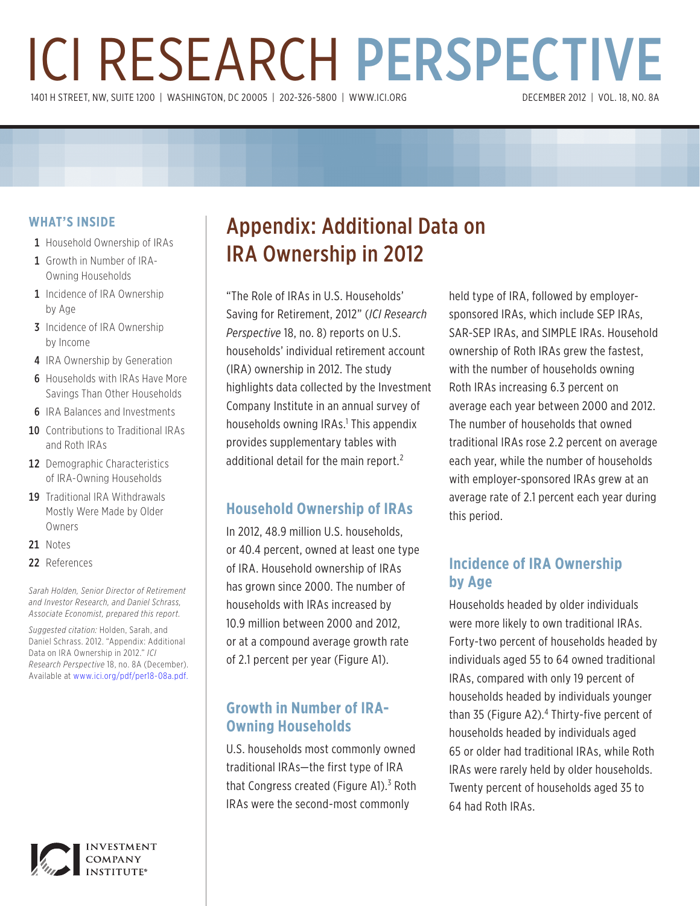# ICI RESEARCH PERSPECTIVE

1401 H STREET, NW, SUITE 1200 | WASHINGTON, DC 20005 | 202-326-5800 | WWW.ICI.ORG

DECEMBER 2012 | VOL. 18, NO. 8A

### WHAT'S INSIDE

- 1 Household Ownership of IRAs
- 1 Growth in Number of IRA-Owning Households
- 1 Incidence of IRA Ownership by Age
- 3 Incidence of IRA Ownership by Income
- 4 IRA Ownership by Generation
- 6 Households with IRAs Have More Savings Than Other Households
- 6 IRA Balances and Investments
- 10 Contributions to Traditional IRAs and Roth IRAs
- 12 Demographic Characteristics of IRA-Owning Households
- 19 Traditional IRA Withdrawals Mostly Were Made by Older Owners
- 21 Notes
- 22 References

*Sarah Holden, Senior Director of Retirement and Investor Research, and Daniel Schrass, Associate Economist, prepared this report.*

*Suggested citation:* Holden, Sarah, and Daniel Schrass. 2012. "Appendix: Additional Data on IRA Ownership in 2012." *ICI Research Perspective* 18, no. 8A (December). Available at www.ici.org/pdf/per18-08a.pdf.

# Appendix: Additional Data on IRA Ownership in 2012

"The Role of IRAs in U.S. Households' Saving for Retirement, 2012" (*ICI Research Perspective* 18, no. 8) reports on U.S. households' individual retirement account (IRA) ownership in 2012. The study highlights data collected by the Investment Company Institute in an annual survey of households owning IRAs.[1] This appendix provides supplementary tables with additional detail for the main report.[2]

## Household Ownership of IRAs

In 2012, 48.9 million U.S. households, or 40.4 percent, owned at least one type of IRA. Household ownership of IRAs has grown since 2000. The number of households with IRAs increased by 10.9 million between 2000 and 2012, or at a compound average growth rate of 2.1 percent per year (Figure A1).

## Growth in Number of IRA-Owning Households

U.S. households most commonly owned traditional IRAs—the first type of IRA that Congress created (Figure A1).[3] Roth IRAs were the second-most commonly held type of IRA, followed by employer-sponsored IRAs, which include SEP IRAs, SAR-SEP IRAs, and SIMPLE IRAs. Household ownership of Roth IRAs grew the fastest, with the number of households owning Roth IRAs increasing 6.3 percent on average each year between 2000 and 2012. The number of households that owned traditional IRAs rose 2.2 percent on average each year, while the number of households with employer-sponsored IRAs grew at an average rate of 2.1 percent each year during this period.

## Incidence of IRA Ownership by Age

Households headed by older individuals were more likely to own traditional IRAs. Forty-two percent of households headed by individuals aged 55 to 64 owned traditional IRAs, compared with only 19 percent of households headed by individuals younger than 35 (Figure A2).[4] Thirty-five percent of households headed by individuals aged 65 or older had traditional IRAs, while Roth IRAs were rarely held by older households. Twenty percent of households aged 35 to 64 had Roth IRAs.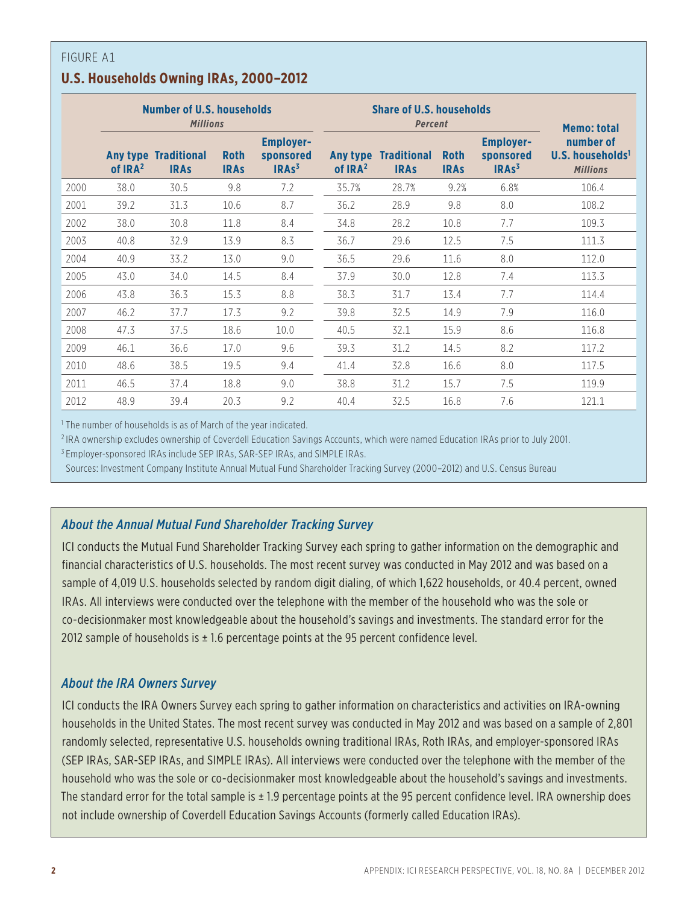FIGURE A1

## U.S. Households Owning IRAs, 2000–2012

| | Number of U.S. households *Millions* | | | | Share of U.S. households *Percent* | | | | Memo: total number of U.S. households[1] *Millions* |
|---|---|---|---|---|---|---|---|---|---|
| | Any type of IRA[2] | Traditional IRAs | Roth IRAs | Employer-sponsored IRAs[3] | Any type of IRA[2] | Traditional IRAs | Roth IRAs | Employer-sponsored IRAs[3] | |
| 2000 | 38.0 | 30.5 | 9.8 | 7.2 | 35.7% | 28.7% | 9.2% | 6.8% | 106.4 |
| 2001 | 39.2 | 31.3 | 10.6 | 8.7 | 36.2 | 28.9 | 9.8 | 8.0 | 108.2 |
| 2002 | 38.0 | 30.8 | 11.8 | 8.4 | 34.8 | 28.2 | 10.8 | 7.7 | 109.3 |
| 2003 | 40.8 | 32.9 | 13.9 | 8.3 | 36.7 | 29.6 | 12.5 | 7.5 | 111.3 |
| 2004 | 40.9 | 33.2 | 13.0 | 9.0 | 36.5 | 29.6 | 11.6 | 8.0 | 112.0 |
| 2005 | 43.0 | 34.0 | 14.5 | 8.4 | 37.9 | 30.0 | 12.8 | 7.4 | 113.3 |
| 2006 | 43.8 | 36.3 | 15.3 | 8.8 | 38.3 | 31.7 | 13.4 | 7.7 | 114.4 |
| 2007 | 46.2 | 37.7 | 17.3 | 9.2 | 39.8 | 32.5 | 14.9 | 7.9 | 116.0 |
| 2008 | 47.3 | 37.5 | 18.6 | 10.0 | 40.5 | 32.1 | 15.9 | 8.6 | 116.8 |
| 2009 | 46.1 | 36.6 | 17.0 | 9.6 | 39.3 | 31.2 | 14.5 | 8.2 | 117.2 |
| 2010 | 48.6 | 38.5 | 19.5 | 9.4 | 41.4 | 32.8 | 16.6 | 8.0 | 117.5 |
| 2011 | 46.5 | 37.4 | 18.8 | 9.0 | 38.8 | 31.2 | 15.7 | 7.5 | 119.9 |
| 2012 | 48.9 | 39.4 | 20.3 | 9.2 | 40.4 | 32.5 | 16.8 | 7.6 | 121.1 |

[1] The number of households is as of March of the year indicated.

[2] IRA ownership excludes ownership of Coverdell Education Savings Accounts, which were named Education IRAs prior to July 2001.

[3] Employer-sponsored IRAs include SEP IRAs, SAR-SEP IRAs, and SIMPLE IRAs.

Sources: Investment Company Institute Annual Mutual Fund Shareholder Tracking Survey (2000–2012) and U.S. Census Bureau

### *About the Annual Mutual Fund Shareholder Tracking Survey*

ICI conducts the Mutual Fund Shareholder Tracking Survey each spring to gather information on the demographic and financial characteristics of U.S. households. The most recent survey was conducted in May 2012 and was based on a sample of 4,019 U.S. households selected by random digit dialing, of which 1,622 households, or 40.4 percent, owned IRAs. All interviews were conducted over the telephone with the member of the household who was the sole or co-decisionmaker most knowledgeable about the household's savings and investments. The standard error for the 2012 sample of households is ± 1.6 percentage points at the 95 percent confidence level.

### *About the IRA Owners Survey*

ICI conducts the IRA Owners Survey each spring to gather information on characteristics and activities on IRA-owning households in the United States. The most recent survey was conducted in May 2012 and was based on a sample of 2,801 randomly selected, representative U.S. households owning traditional IRAs, Roth IRAs, and employer-sponsored IRAs (SEP IRAs, SAR-SEP IRAs, and SIMPLE IRAs). All interviews were conducted over the telephone with the member of the household who was the sole or co-decisionmaker most knowledgeable about the household's savings and investments. The standard error for the total sample is ± 1.9 percentage points at the 95 percent confidence level. IRA ownership does not include ownership of Coverdell Education Savings Accounts (formerly called Education IRAs).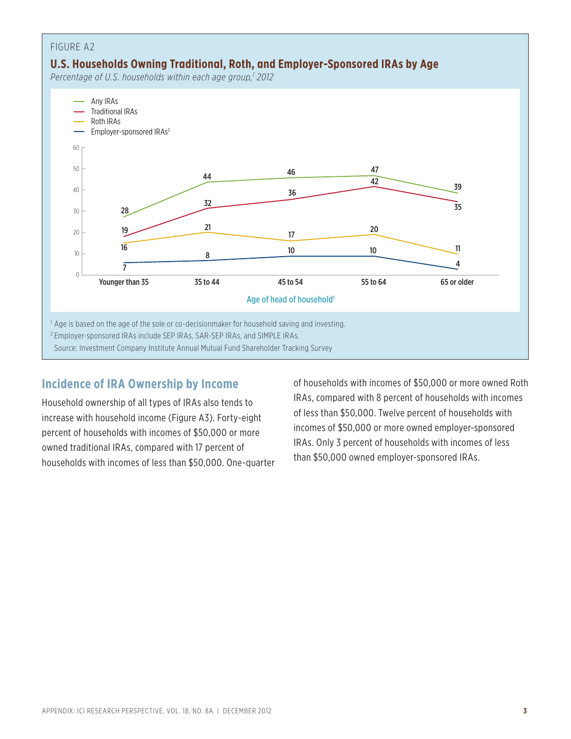FIGURE A2

**U.S. Households Owning Traditional, Roth, and Employer-Sponsored IRAs by Age**

*Percentage of U.S. households within each age group,[1] 2012*

| Age of head of household[1] | Any IRAs | Traditional IRAs | Roth IRAs | Employer-sponsored IRAs[2] |
|---|---|---|---|---|
| Younger than 35 | 28 | 19 | 16 | 7 |
| 35 to 44 | 44 | 32 | 21 | 8 |
| 45 to 54 | 46 | 36 | 17 | 10 |
| 55 to 64 | 47 | 42 | 20 | 10 |
| 65 or older | 39 | 35 | 11 | 4 |

[1] Age is based on the age of the sole or co-decisionmaker for household saving and investing.

[2] Employer-sponsored IRAs include SEP IRAs, SAR-SEP IRAs, and SIMPLE IRAs.

Source: Investment Company Institute Annual Mutual Fund Shareholder Tracking Survey

## Incidence of IRA Ownership by Income

Household ownership of all types of IRAs also tends to increase with household income (Figure A3). Forty-eight percent of households with incomes of $50,000 or more owned traditional IRAs, compared with 17 percent of households with incomes of less than $50,000. One-quarter of households with incomes of $50,000 or more owned Roth IRAs, compared with 8 percent of households with incomes of less than $50,000. Twelve percent of households with incomes of $50,000 or more owned employer-sponsored IRAs. Only 3 percent of households with incomes of less than $50,000 owned employer-sponsored IRAs.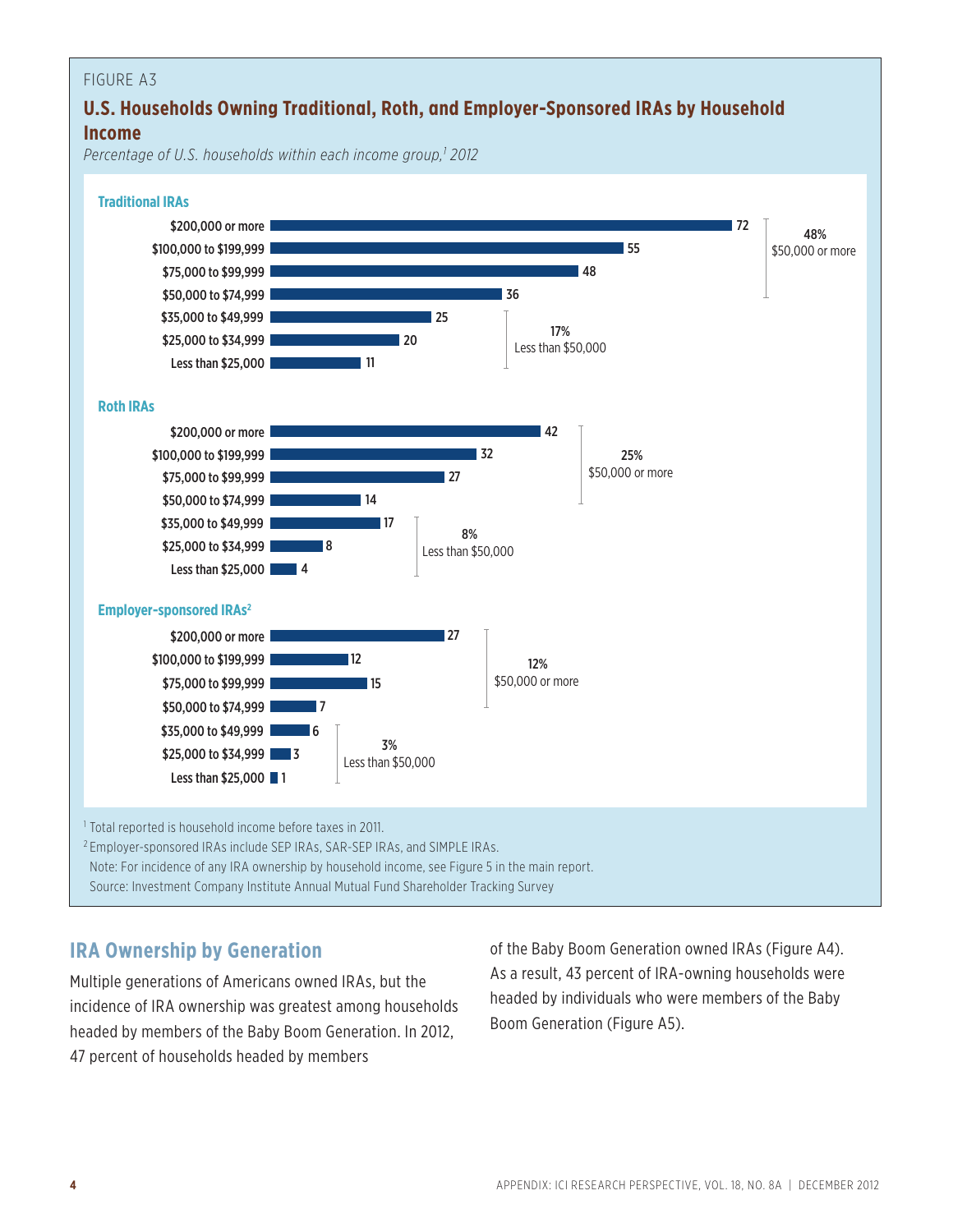FIGURE A3

## U.S. Households Owning Traditional, Roth, and Employer-Sponsored IRAs by Household Income

*Percentage of U.S. households within each income group,[1] 2012*

**Traditional IRAs**

| Household income | Percent |
|---|---|
| $200,000 or more | 72 |
| $100,000 to $199,999 | 55 |
| $75,000 to $99,999 | 48 |
| $50,000 to $74,999 | 36 |
| $35,000 to $49,999 | 25 |
| $25,000 to $34,999 | 20 |
| Less than $25,000 | 11 |

48% $50,000 or more; 17% Less than $50,000

**Roth IRAs**

| Household income | Percent |
|---|---|
| $200,000 or more | 42 |
| $100,000 to $199,999 | 32 |
| $75,000 to $99,999 | 27 |
| $50,000 to $74,999 | 14 |
| $35,000 to $49,999 | 17 |
| $25,000 to $34,999 | 8 |
| Less than $25,000 | 4 |

25% $50,000 or more; 8% Less than $50,000

**Employer-sponsored IRAs[2]**

| Household income | Percent |
|---|---|
| $200,000 or more | 27 |
| $100,000 to $199,999 | 12 |
| $75,000 to $99,999 | 15 |
| $50,000 to $74,999 | 7 |
| $35,000 to $49,999 | 6 |
| $25,000 to $34,999 | 3 |
| Less than $25,000 | 1 |

12% $50,000 or more; 3% Less than $50,000

[1] Total reported is household income before taxes in 2011.

[2] Employer-sponsored IRAs include SEP IRAs, SAR-SEP IRAs, and SIMPLE IRAs.

Note: For incidence of any IRA ownership by household income, see Figure 5 in the main report.

Source: Investment Company Institute Annual Mutual Fund Shareholder Tracking Survey

## IRA Ownership by Generation

Multiple generations of Americans owned IRAs, but the incidence of IRA ownership was greatest among households headed by members of the Baby Boom Generation. In 2012, 47 percent of households headed by members of the Baby Boom Generation owned IRAs (Figure A4). As a result, 43 percent of IRA-owning households were headed by individuals who were members of the Baby Boom Generation (Figure A5).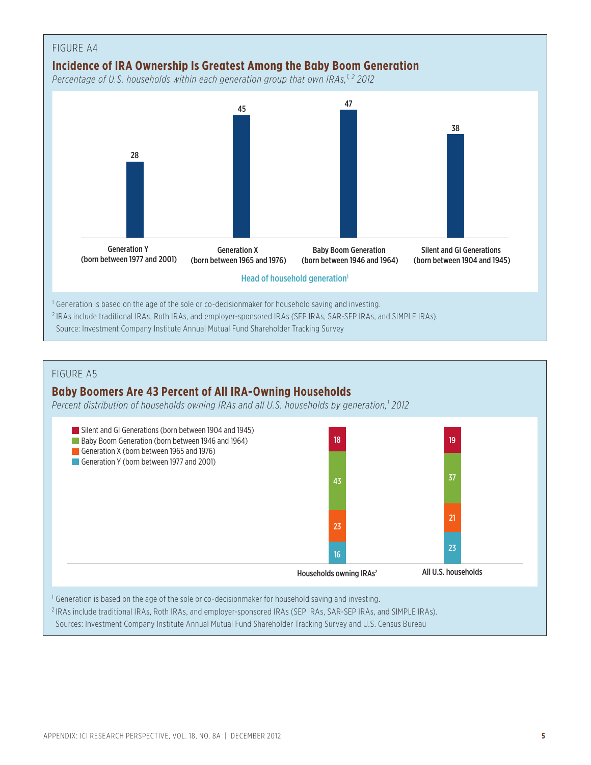FIGURE A4

## Incidence of IRA Ownership Is Greatest Among the Baby Boom Generation

*Percentage of U.S. households within each generation group that own IRAs,[1, 2] 2012*

| Head of household generation[1] | Percent |
|---|---|
| Generation Y (born between 1977 and 2001) | 28 |
| Generation X (born between 1965 and 1976) | 45 |
| Baby Boom Generation (born between 1946 and 1964) | 47 |
| Silent and GI Generations (born between 1904 and 1945) | 38 |

[1] Generation is based on the age of the sole or co-decisionmaker for household saving and investing.

[2] IRAs include traditional IRAs, Roth IRAs, and employer-sponsored IRAs (SEP IRAs, SAR-SEP IRAs, and SIMPLE IRAs).

Source: Investment Company Institute Annual Mutual Fund Shareholder Tracking Survey

FIGURE A5

## Baby Boomers Are 43 Percent of All IRA-Owning Households

*Percent distribution of households owning IRAs and all U.S. households by generation,[1] 2012*

| Generation | Households owning IRAs[2] | All U.S. households |
|---|---|---|
| Silent and GI Generations (born between 1904 and 1945) | 18 | 19 |
| Baby Boom Generation (born between 1946 and 1964) | 43 | 37 |
| Generation X (born between 1965 and 1976) | 23 | 21 |
| Generation Y (born between 1977 and 2001) | 16 | 23 |

[1] Generation is based on the age of the sole or co-decisionmaker for household saving and investing.

[2] IRAs include traditional IRAs, Roth IRAs, and employer-sponsored IRAs (SEP IRAs, SAR-SEP IRAs, and SIMPLE IRAs).

Sources: Investment Company Institute Annual Mutual Fund Shareholder Tracking Survey and U.S. Census Bureau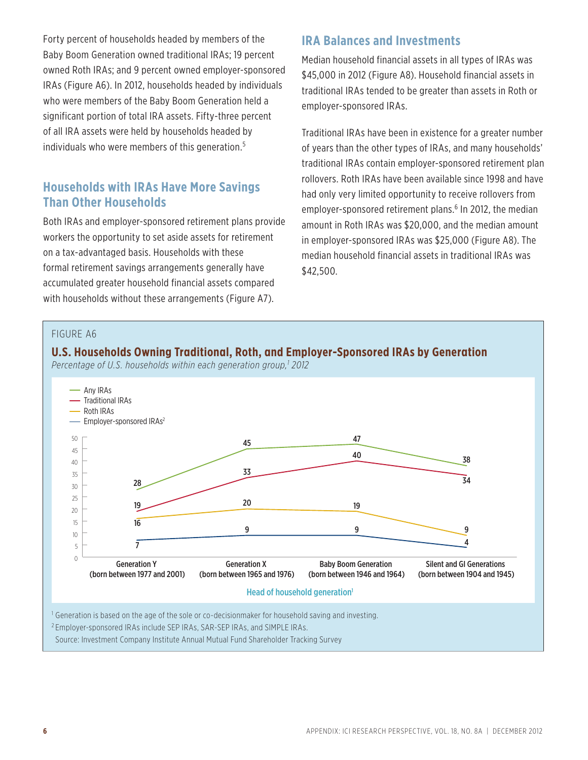Forty percent of households headed by members of the Baby Boom Generation owned traditional IRAs; 19 percent owned Roth IRAs; and 9 percent owned employer-sponsored IRAs (Figure A6). In 2012, households headed by individuals who were members of the Baby Boom Generation held a significant portion of total IRA assets. Fifty-three percent of all IRA assets were held by households headed by individuals who were members of this generation.[5]

## Households with IRAs Have More Savings Than Other Households

Both IRAs and employer-sponsored retirement plans provide workers the opportunity to set aside assets for retirement on a tax-advantaged basis. Households with these formal retirement savings arrangements generally have accumulated greater household financial assets compared with households without these arrangements (Figure A7).

## IRA Balances and Investments

Median household financial assets in all types of IRAs was $45,000 in 2012 (Figure A8). Household financial assets in traditional IRAs tended to be greater than assets in Roth or employer-sponsored IRAs.

Traditional IRAs have been in existence for a greater number of years than the other types of IRAs, and many households' traditional IRAs contain employer-sponsored retirement plan rollovers. Roth IRAs have been available since 1998 and have had only very limited opportunity to receive rollovers from employer-sponsored retirement plans.[6] In 2012, the median amount in Roth IRAs was $20,000, and the median amount in employer-sponsored IRAs was $25,000 (Figure A8). The median household financial assets in traditional IRAs was $42,500.

FIGURE A6

**U.S. Households Owning Traditional, Roth, and Employer-Sponsored IRAs by Generation**

*Percentage of U.S. households within each generation group,[1] 2012*

| Head of household generation[1] | Any IRAs | Traditional IRAs | Roth IRAs | Employer-sponsored IRAs[2] |
|---|---|---|---|---|
| Generation Y (born between 1977 and 2001) | 28 | 19 | 16 | 7 |
| Generation X (born between 1965 and 1976) | 45 | 33 | 20 | 9 |
| Baby Boom Generation (born between 1946 and 1964) | 47 | 40 | 19 | 9 |
| Silent and GI Generations (born between 1904 and 1945) | 38 | 34 | 9 | 4 |

[1] Generation is based on the age of the sole or co-decisionmaker for household saving and investing.

[2] Employer-sponsored IRAs include SEP IRAs, SAR-SEP IRAs, and SIMPLE IRAs.

Source: Investment Company Institute Annual Mutual Fund Shareholder Tracking Survey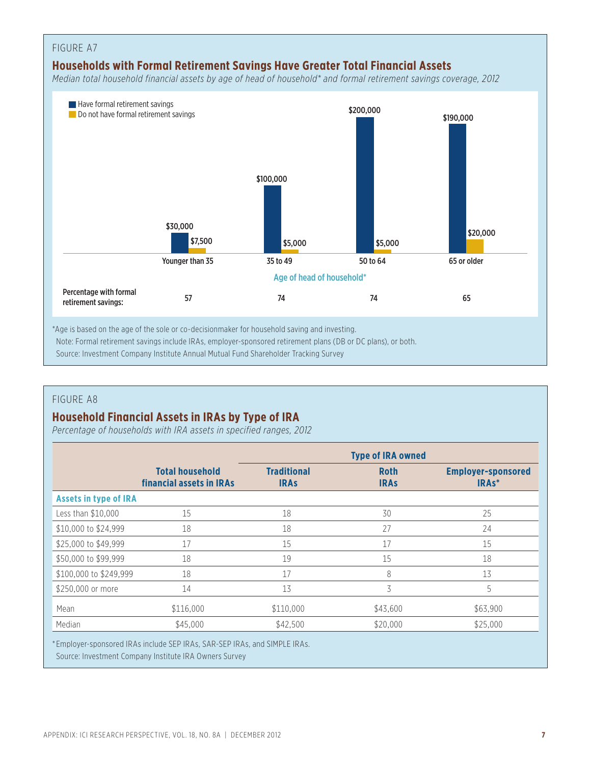FIGURE A7

## Households with Formal Retirement Savings Have Greater Total Financial Assets

*Median total household financial assets by age of head of household* and formal retirement savings coverage, 2012*

| Age of head of household* | Have formal retirement savings | Do not have formal retirement savings |
|---|---|---|
| Younger than 35 | $30,000 | $7,500 |
| 35 to 49 | $100,000 | $5,000 |
| 50 to 64 | $200,000 | $5,000 |
| 65 or older | $190,000 | $20,000 |
| Percentage with formal retirement savings: | | |
| Younger than 35 | 57 | |
| 35 to 49 | 74 | |
| 50 to 64 | 74 | |
| 65 or older | 65 | |

*Age is based on the age of the sole or co-decisionmaker for household saving and investing.

Note: Formal retirement savings include IRAs, employer-sponsored retirement plans (DB or DC plans), or both.

Source: Investment Company Institute Annual Mutual Fund Shareholder Tracking Survey

FIGURE A8

## Household Financial Assets in IRAs by Type of IRA

*Percentage of households with IRA assets in specified ranges, 2012*

| | | Type of IRA owned | | |
|---|---|---|---|---|
| | Total household financial assets in IRAs | Traditional IRAs | Roth IRAs | Employer-sponsored IRAs* |
| **Assets in type of IRA** | | | | |
| Less than $10,000 | 15 | 18 | 30 | 25 |
| $10,000 to $24,999 | 18 | 18 | 27 | 24 |
| $25,000 to $49,999 | 17 | 15 | 17 | 15 |
| $50,000 to $99,999 | 18 | 19 | 15 | 18 |
| $100,000 to $249,999 | 18 | 17 | 8 | 13 |
| $250,000 or more | 14 | 13 | 3 | 5 |
| Mean | $116,000 | $110,000 | $43,600 | $63,900 |
| Median | $45,000 | $42,500 | $20,000 | $25,000 |

*Employer-sponsored IRAs include SEP IRAs, SAR-SEP IRAs, and SIMPLE IRAs.

Source: Investment Company Institute IRA Owners Survey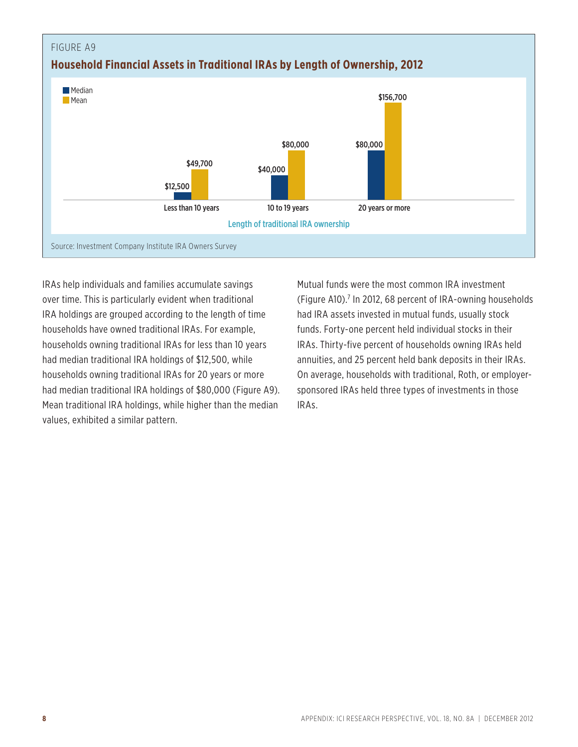FIGURE A9

**Household Financial Assets in Traditional IRAs by Length of Ownership, 2012**

| Length of traditional IRA ownership | Median | Mean |
| --- | --- | --- |
| Less than 10 years | $12,500 | $49,700 |
| 10 to 19 years | $40,000 | $80,000 |
| 20 years or more | $80,000 | $156,700 |

Source: Investment Company Institute IRA Owners Survey

IRAs help individuals and families accumulate savings over time. This is particularly evident when traditional IRA holdings are grouped according to the length of time households have owned traditional IRAs. For example, households owning traditional IRAs for less than 10 years had median traditional IRA holdings of $12,500, while households owning traditional IRAs for 20 years or more had median traditional IRA holdings of $80,000 (Figure A9). Mean traditional IRA holdings, while higher than the median values, exhibited a similar pattern.

Mutual funds were the most common IRA investment (Figure A10).[7] In 2012, 68 percent of IRA-owning households had IRA assets invested in mutual funds, usually stock funds. Forty-one percent held individual stocks in their IRAs. Thirty-five percent of households owning IRAs held annuities, and 25 percent held bank deposits in their IRAs. On average, households with traditional, Roth, or employer-sponsored IRAs held three types of investments in those IRAs.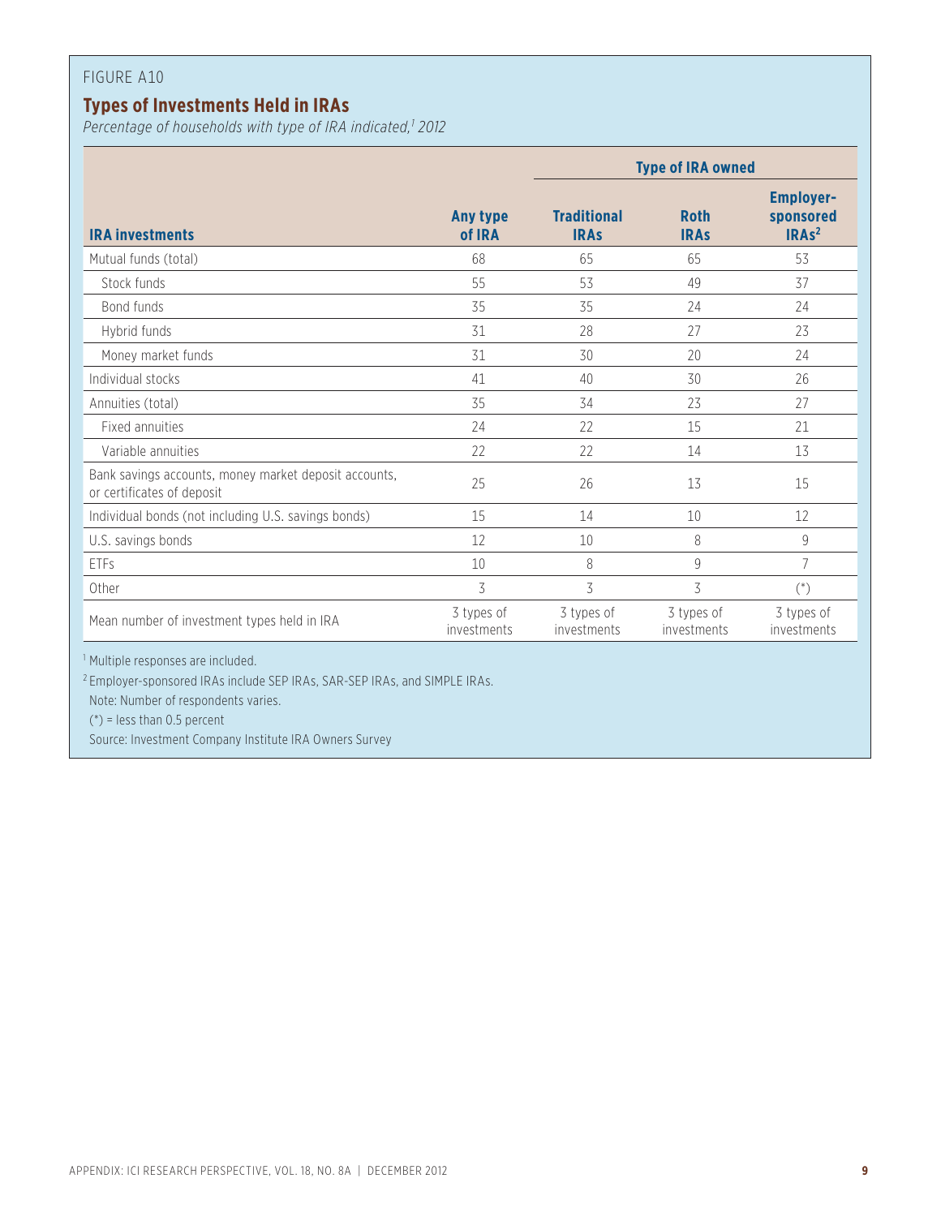FIGURE A10

## Types of Investments Held in IRAs

*Percentage of households with type of IRA indicated,[1] 2012*

| IRA investments | Any type of IRA | Type of IRA owned | | |
|---|---|---|---|---|
| | | Traditional IRAs | Roth IRAs | Employer-sponsored IRAs[2] |
| Mutual funds (total) | 68 | 65 | 65 | 53 |
| Stock funds | 55 | 53 | 49 | 37 |
| Bond funds | 35 | 35 | 24 | 24 |
| Hybrid funds | 31 | 28 | 27 | 23 |
| Money market funds | 31 | 30 | 20 | 24 |
| Individual stocks | 41 | 40 | 30 | 26 |
| Annuities (total) | 35 | 34 | 23 | 27 |
| Fixed annuities | 24 | 22 | 15 | 21 |
| Variable annuities | 22 | 22 | 14 | 13 |
| Bank savings accounts, money market deposit accounts, or certificates of deposit | 25 | 26 | 13 | 15 |
| Individual bonds (not including U.S. savings bonds) | 15 | 14 | 10 | 12 |
| U.S. savings bonds | 12 | 10 | 8 | 9 |
| ETFs | 10 | 8 | 9 | 7 |
| Other | 3 | 3 | 3 | (*) |
| Mean number of investment types held in IRA | 3 types of investments | 3 types of investments | 3 types of investments | 3 types of investments |

[1] Multiple responses are included.

[2] Employer-sponsored IRAs include SEP IRAs, SAR-SEP IRAs, and SIMPLE IRAs.

Note: Number of respondents varies.

(*) = less than 0.5 percent

Source: Investment Company Institute IRA Owners Survey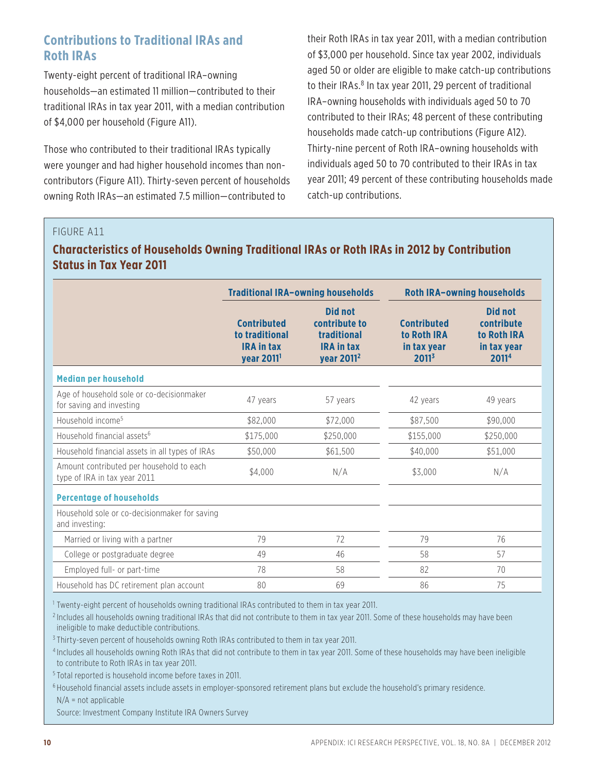## Contributions to Traditional IRAs and Roth IRAs

Twenty-eight percent of traditional IRA–owning households—an estimated 11 million—contributed to their traditional IRAs in tax year 2011, with a median contribution of $4,000 per household (Figure A11).

Those who contributed to their traditional IRAs typically were younger and had higher household incomes than non-contributors (Figure A11). Thirty-seven percent of households owning Roth IRAs—an estimated 7.5 million—contributed to their Roth IRAs in tax year 2011, with a median contribution of $3,000 per household. Since tax year 2002, individuals aged 50 or older are eligible to make catch-up contributions to their IRAs.[8] In tax year 2011, 29 percent of traditional IRA–owning households with individuals aged 50 to 70 contributed to their IRAs; 48 percent of these contributing households made catch-up contributions (Figure A12). Thirty-nine percent of Roth IRA–owning households with individuals aged 50 to 70 contributed to their IRAs in tax year 2011; 49 percent of these contributing households made catch-up contributions.

FIGURE A11

### Characteristics of Households Owning Traditional IRAs or Roth IRAs in 2012 by Contribution Status in Tax Year 2011

| | Traditional IRA–owning households | | Roth IRA–owning households | |
|---|---|---|---|---|
| | Contributed to traditional IRA in tax year 2011[1] | Did not contribute to traditional IRA in tax year 2011[2] | Contributed to Roth IRA in tax year 2011[3] | Did not contribute to Roth IRA in tax year 2011[4] |
| **Median per household** | | | | |
| Age of household sole or co-decisionmaker for saving and investing | 47 years | 57 years | 42 years | 49 years |
| Household income[5] | $82,000 | $72,000 | $87,500 | $90,000 |
| Household financial assets[6] | $175,000 | $250,000 | $155,000 | $250,000 |
| Household financial assets in all types of IRAs | $50,000 | $61,500 | $40,000 | $51,000 |
| Amount contributed per household to each type of IRA in tax year 2011 | $4,000 | N/A | $3,000 | N/A |
| **Percentage of households** | | | | |
| Household sole or co-decisionmaker for saving and investing: | | | | |
| Married or living with a partner | 79 | 72 | 79 | 76 |
| College or postgraduate degree | 49 | 46 | 58 | 57 |
| Employed full- or part-time | 78 | 58 | 82 | 70 |
| Household has DC retirement plan account | 80 | 69 | 86 | 75 |

[1] Twenty-eight percent of households owning traditional IRAs contributed to them in tax year 2011.

[2] Includes all households owning traditional IRAs that did not contribute to them in tax year 2011. Some of these households may have been ineligible to make deductible contributions.

[3] Thirty-seven percent of households owning Roth IRAs contributed to them in tax year 2011.

[4] Includes all households owning Roth IRAs that did not contribute to them in tax year 2011. Some of these households may have been ineligible to contribute to Roth IRAs in tax year 2011.

[5] Total reported is household income before taxes in 2011.

[6] Household financial assets include assets in employer-sponsored retirement plans but exclude the household's primary residence.

N/A = not applicable

Source: Investment Company Institute IRA Owners Survey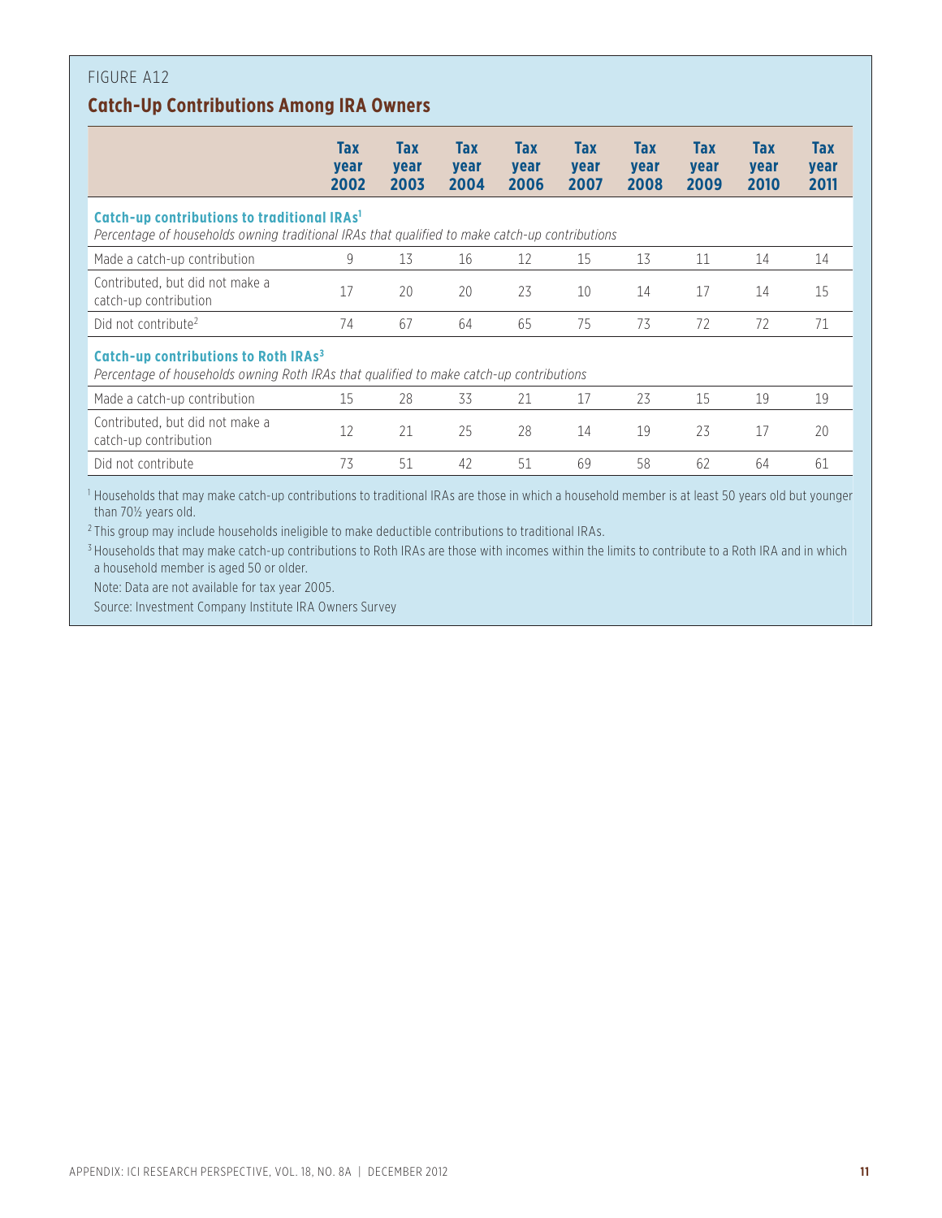FIGURE A12

## Catch-Up Contributions Among IRA Owners

| | Tax year 2002 | Tax year 2003 | Tax year 2004 | Tax year 2006 | Tax year 2007 | Tax year 2008 | Tax year 2009 | Tax year 2010 | Tax year 2011 |
|---|---|---|---|---|---|---|---|---|---|
| **Catch-up contributions to traditional IRAs[1]** *Percentage of households owning traditional IRAs that qualified to make catch-up contributions* | | | | | | | | | |
| Made a catch-up contribution | 9 | 13 | 16 | 12 | 15 | 13 | 11 | 14 | 14 |
| Contributed, but did not make a catch-up contribution | 17 | 20 | 20 | 23 | 10 | 14 | 17 | 14 | 15 |
| Did not contribute[2] | 74 | 67 | 64 | 65 | 75 | 73 | 72 | 72 | 71 |
| **Catch-up contributions to Roth IRAs[3]** *Percentage of households owning Roth IRAs that qualified to make catch-up contributions* | | | | | | | | | |
| Made a catch-up contribution | 15 | 28 | 33 | 21 | 17 | 23 | 15 | 19 | 19 |
| Contributed, but did not make a catch-up contribution | 12 | 21 | 25 | 28 | 14 | 19 | 23 | 17 | 20 |
| Did not contribute | 73 | 51 | 42 | 51 | 69 | 58 | 62 | 64 | 61 |

[1] Households that may make catch-up contributions to traditional IRAs are those in which a household member is at least 50 years old but younger than 70½ years old.

[2] This group may include households ineligible to make deductible contributions to traditional IRAs.

[3] Households that may make catch-up contributions to Roth IRAs are those with incomes within the limits to contribute to a Roth IRA and in which a household member is aged 50 or older.

Note: Data are not available for tax year 2005.

Source: Investment Company Institute IRA Owners Survey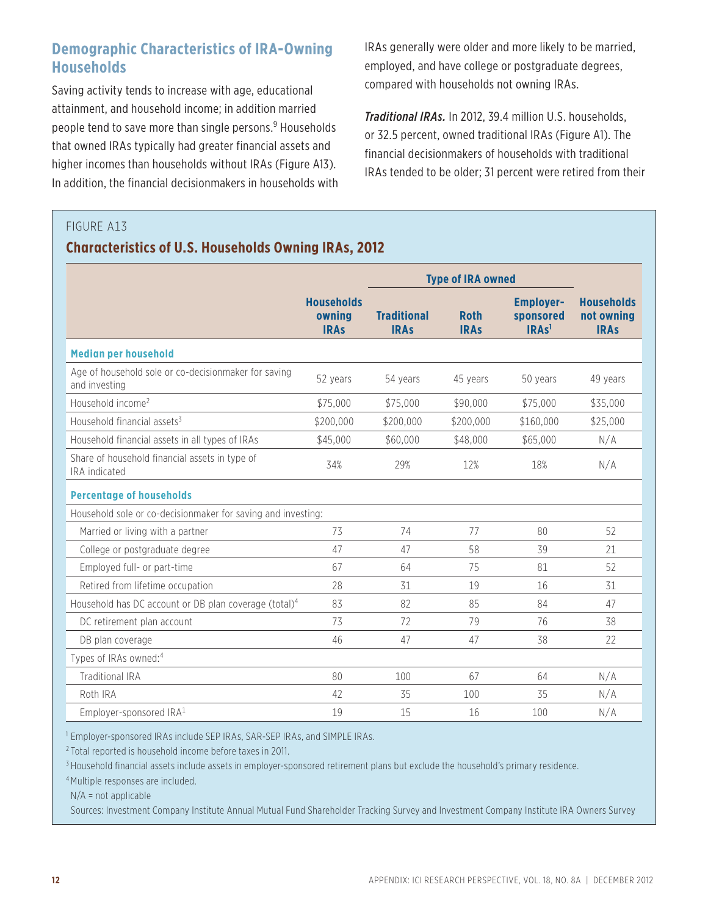## Demographic Characteristics of IRA-Owning Households

Saving activity tends to increase with age, educational attainment, and household income; in addition married people tend to save more than single persons.[9] Households that owned IRAs typically had greater financial assets and higher incomes than households without IRAs (Figure A13). In addition, the financial decisionmakers in households with IRAs generally were older and more likely to be married, employed, and have college or postgraduate degrees, compared with households not owning IRAs.

***Traditional IRAs.*** In 2012, 39.4 million U.S. households, or 32.5 percent, owned traditional IRAs (Figure A1). The financial decisionmakers of households with traditional IRAs tended to be older; 31 percent were retired from their

FIGURE A13

### Characteristics of U.S. Households Owning IRAs, 2012

| | Households owning IRAs | Type of IRA owned | | | Households not owning IRAs |
|---|---|---|---|---|---|
| | | Traditional IRAs | Roth IRAs | Employer-sponsored IRAs[1] | |
| **Median per household** | | | | | |
| Age of household sole or co-decisionmaker for saving and investing | 52 years | 54 years | 45 years | 50 years | 49 years |
| Household income[2] | $75,000 | $75,000 | $90,000 | $75,000 | $35,000 |
| Household financial assets[3] | $200,000 | $200,000 | $200,000 | $160,000 | $25,000 |
| Household financial assets in all types of IRAs | $45,000 | $60,000 | $48,000 | $65,000 | N/A |
| Share of household financial assets in type of IRA indicated | 34% | 29% | 12% | 18% | N/A |
| **Percentage of households** | | | | | |
| Household sole or co-decisionmaker for saving and investing: | | | | | |
| Married or living with a partner | 73 | 74 | 77 | 80 | 52 |
| College or postgraduate degree | 47 | 47 | 58 | 39 | 21 |
| Employed full- or part-time | 67 | 64 | 75 | 81 | 52 |
| Retired from lifetime occupation | 28 | 31 | 19 | 16 | 31 |
| Household has DC account or DB plan coverage (total)[4] | 83 | 82 | 85 | 84 | 47 |
| DC retirement plan account | 73 | 72 | 79 | 76 | 38 |
| DB plan coverage | 46 | 47 | 47 | 38 | 22 |
| Types of IRAs owned:[4] | | | | | |
| Traditional IRA | 80 | 100 | 67 | 64 | N/A |
| Roth IRA | 42 | 35 | 100 | 35 | N/A |
| Employer-sponsored IRA[1] | 19 | 15 | 16 | 100 | N/A |

[1] Employer-sponsored IRAs include SEP IRAs, SAR-SEP IRAs, and SIMPLE IRAs.

[2] Total reported is household income before taxes in 2011.

[3] Household financial assets include assets in employer-sponsored retirement plans but exclude the household's primary residence.

[4] Multiple responses are included.

N/A = not applicable

Sources: Investment Company Institute Annual Mutual Fund Shareholder Tracking Survey and Investment Company Institute IRA Owners Survey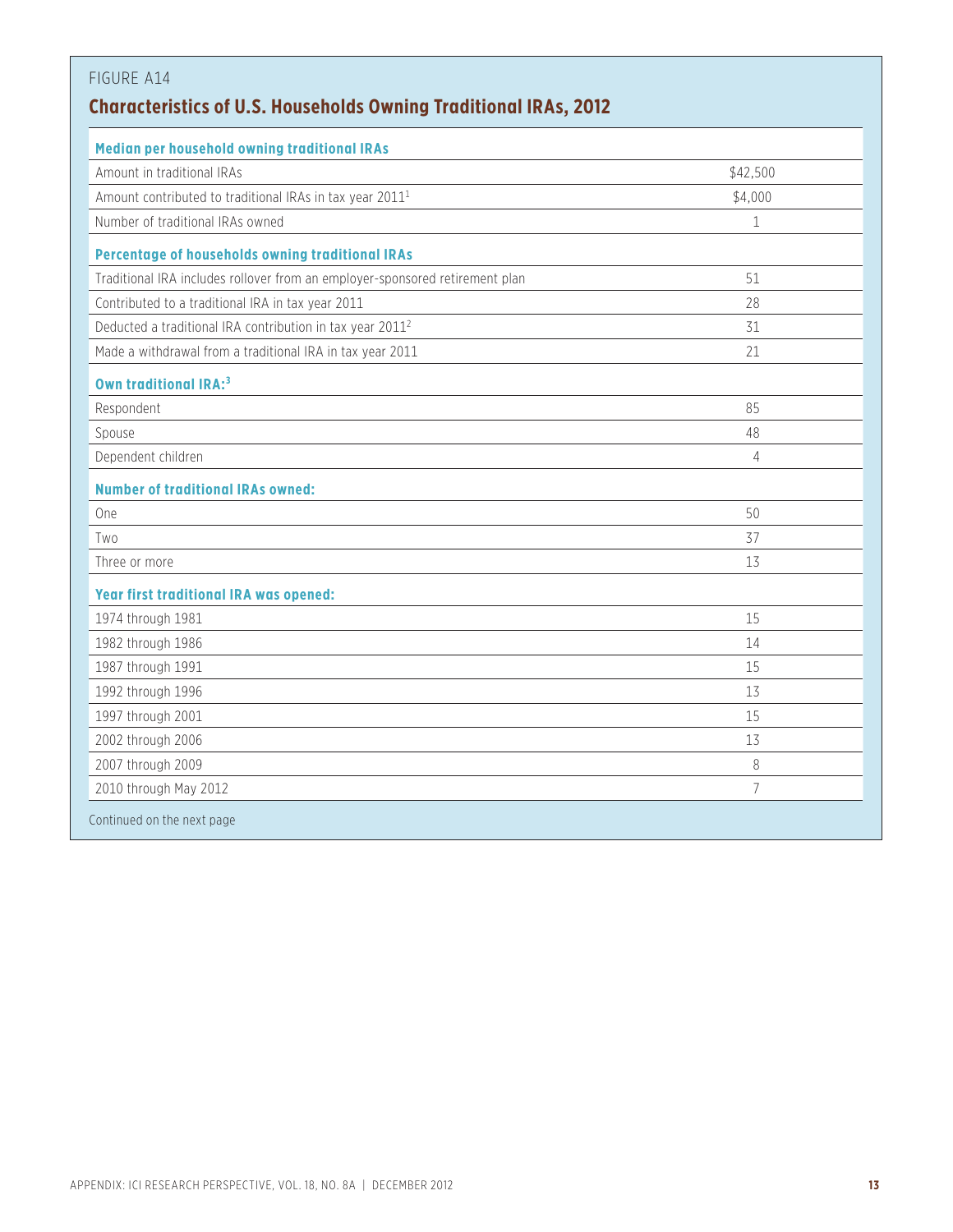FIGURE A14

## Characteristics of U.S. Households Owning Traditional IRAs, 2012

| **Median per household owning traditional IRAs** | |
|---|---|
| Amount in traditional IRAs | $42,500 |
| Amount contributed to traditional IRAs in tax year 2011[1] | $4,000 |
| Number of traditional IRAs owned | 1 |
| **Percentage of households owning traditional IRAs** | |
| Traditional IRA includes rollover from an employer-sponsored retirement plan | 51 |
| Contributed to a traditional IRA in tax year 2011 | 28 |
| Deducted a traditional IRA contribution in tax year 2011[2] | 31 |
| Made a withdrawal from a traditional IRA in tax year 2011 | 21 |
| **Own traditional IRA:[3]** | |
| Respondent | 85 |
| Spouse | 48 |
| Dependent children | 4 |
| **Number of traditional IRAs owned:** | |
| One | 50 |
| Two | 37 |
| Three or more | 13 |
| **Year first traditional IRA was opened:** | |
| 1974 through 1981 | 15 |
| 1982 through 1986 | 14 |
| 1987 through 1991 | 15 |
| 1992 through 1996 | 13 |
| 1997 through 2001 | 15 |
| 2002 through 2006 | 13 |
| 2007 through 2009 | 8 |
| 2010 through May 2012 | 7 |

Continued on the next page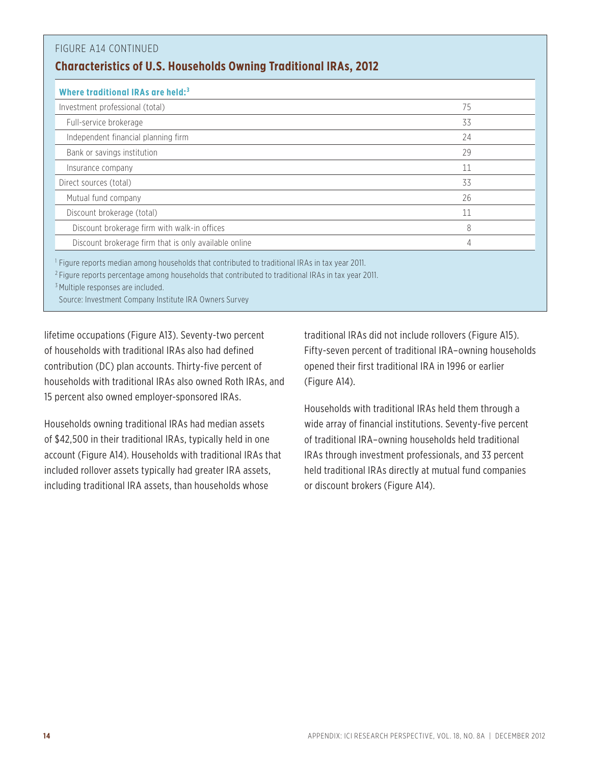FIGURE A14 CONTINUED

## Characteristics of U.S. Households Owning Traditional IRAs, 2012

| Where traditional IRAs are held:[3] | |
|---|---|
| Investment professional (total) | 75 |
| Full-service brokerage | 33 |
| Independent financial planning firm | 24 |
| Bank or savings institution | 29 |
| Insurance company | 11 |
| Direct sources (total) | 33 |
| Mutual fund company | 26 |
| Discount brokerage (total) | 11 |
| Discount brokerage firm with walk-in offices | 8 |
| Discount brokerage firm that is only available online | 4 |

[1] Figure reports median among households that contributed to traditional IRAs in tax year 2011.

[2] Figure reports percentage among households that contributed to traditional IRAs in tax year 2011.

[3] Multiple responses are included.

Source: Investment Company Institute IRA Owners Survey

lifetime occupations (Figure A13). Seventy-two percent of households with traditional IRAs also had defined contribution (DC) plan accounts. Thirty-five percent of households with traditional IRAs also owned Roth IRAs, and 15 percent also owned employer-sponsored IRAs.

Households owning traditional IRAs had median assets of $42,500 in their traditional IRAs, typically held in one account (Figure A14). Households with traditional IRAs that included rollover assets typically had greater IRA assets, including traditional IRA assets, than households whose traditional IRAs did not include rollovers (Figure A15). Fifty-seven percent of traditional IRA–owning households opened their first traditional IRA in 1996 or earlier (Figure A14).

Households with traditional IRAs held them through a wide array of financial institutions. Seventy-five percent of traditional IRA–owning households held traditional IRAs through investment professionals, and 33 percent held traditional IRAs directly at mutual fund companies or discount brokers (Figure A14).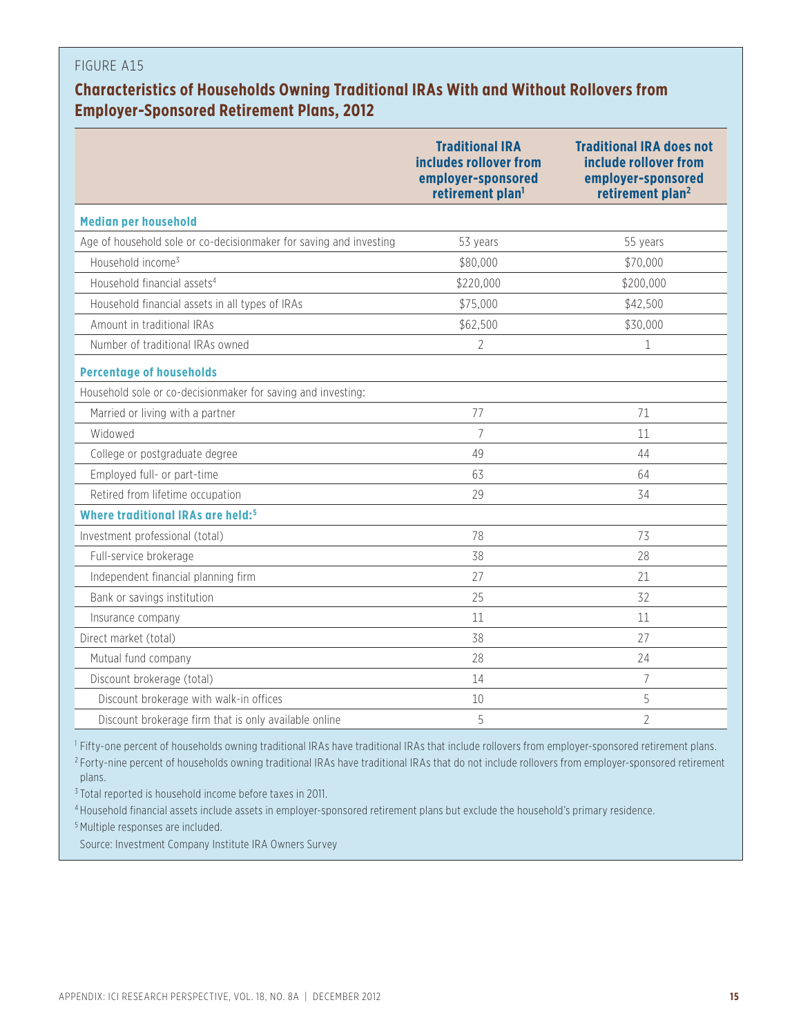FIGURE A15

## Characteristics of Households Owning Traditional IRAs With and Without Rollovers from Employer-Sponsored Retirement Plans, 2012

| | Traditional IRA includes rollover from employer-sponsored retirement plan[1] | Traditional IRA does not include rollover from employer-sponsored retirement plan[2] |
|---|---|---|
| **Median per household** | | |
| Age of household sole or co-decisionmaker for saving and investing | 53 years | 55 years |
| Household income[3] | $80,000 | $70,000 |
| Household financial assets[4] | $220,000 | $200,000 |
| Household financial assets in all types of IRAs | $75,000 | $42,500 |
| Amount in traditional IRAs | $62,500 | $30,000 |
| Number of traditional IRAs owned | 2 | 1 |
| **Percentage of households** | | |
| Household sole or co-decisionmaker for saving and investing: | | |
| Married or living with a partner | 77 | 71 |
| Widowed | 7 | 11 |
| College or postgraduate degree | 49 | 44 |
| Employed full- or part-time | 63 | 64 |
| Retired from lifetime occupation | 29 | 34 |
| **Where traditional IRAs are held:[5]** | | |
| Investment professional (total) | 78 | 73 |
| Full-service brokerage | 38 | 28 |
| Independent financial planning firm | 27 | 21 |
| Bank or savings institution | 25 | 32 |
| Insurance company | 11 | 11 |
| Direct market (total) | 38 | 27 |
| Mutual fund company | 28 | 24 |
| Discount brokerage (total) | 14 | 7 |
| Discount brokerage with walk-in offices | 10 | 5 |
| Discount brokerage firm that is only available online | 5 | 2 |

[1] Fifty-one percent of households owning traditional IRAs have traditional IRAs that include rollovers from employer-sponsored retirement plans.

[2] Forty-nine percent of households owning traditional IRAs have traditional IRAs that do not include rollovers from employer-sponsored retirement plans.

[3] Total reported is household income before taxes in 2011.

[4] Household financial assets include assets in employer-sponsored retirement plans but exclude the household's primary residence.

[5] Multiple responses are included.

Source: Investment Company Institute IRA Owners Survey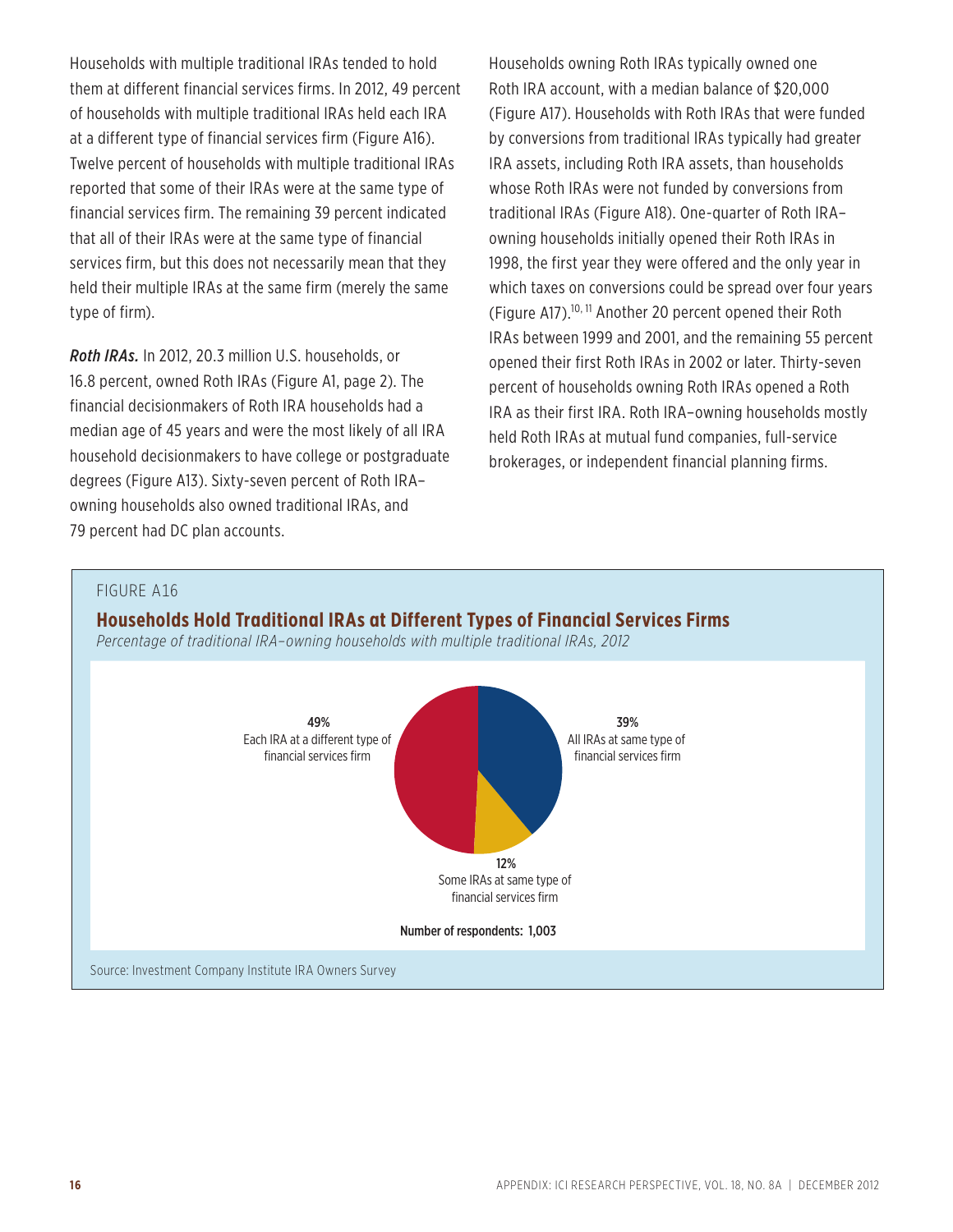Households with multiple traditional IRAs tended to hold them at different financial services firms. In 2012, 49 percent of households with multiple traditional IRAs held each IRA at a different type of financial services firm (Figure A16). Twelve percent of households with multiple traditional IRAs reported that some of their IRAs were at the same type of financial services firm. The remaining 39 percent indicated that all of their IRAs were at the same type of financial services firm, but this does not necessarily mean that they held their multiple IRAs at the same firm (merely the same type of firm).

***Roth IRAs.*** In 2012, 20.3 million U.S. households, or 16.8 percent, owned Roth IRAs (Figure A1, page 2). The financial decisionmakers of Roth IRA households had a median age of 45 years and were the most likely of all IRA household decisionmakers to have college or postgraduate degrees (Figure A13). Sixty-seven percent of Roth IRA–owning households also owned traditional IRAs, and 79 percent had DC plan accounts.

Households owning Roth IRAs typically owned one Roth IRA account, with a median balance of $20,000 (Figure A17). Households with Roth IRAs that were funded by conversions from traditional IRAs typically had greater IRA assets, including Roth IRA assets, than households whose Roth IRAs were not funded by conversions from traditional IRAs (Figure A18). One-quarter of Roth IRA–owning households initially opened their Roth IRAs in 1998, the first year they were offered and the only year in which taxes on conversions could be spread over four years (Figure A17).[10, 11] Another 20 percent opened their Roth IRAs between 1999 and 2001, and the remaining 55 percent opened their first Roth IRAs in 2002 or later. Thirty-seven percent of households owning Roth IRAs opened a Roth IRA as their first IRA. Roth IRA–owning households mostly held Roth IRAs at mutual fund companies, full-service brokerages, or independent financial planning firms.

FIGURE A16

**Households Hold Traditional IRAs at Different Types of Financial Services Firms**

*Percentage of traditional IRA–owning households with multiple traditional IRAs, 2012*

| Category | Percent |
| --- | --- |
| Each IRA at a different type of financial services firm | 49% |
| All IRAs at same type of financial services firm | 39% |
| Some IRAs at same type of financial services firm | 12% |

Number of respondents: 1,003

Source: Investment Company Institute IRA Owners Survey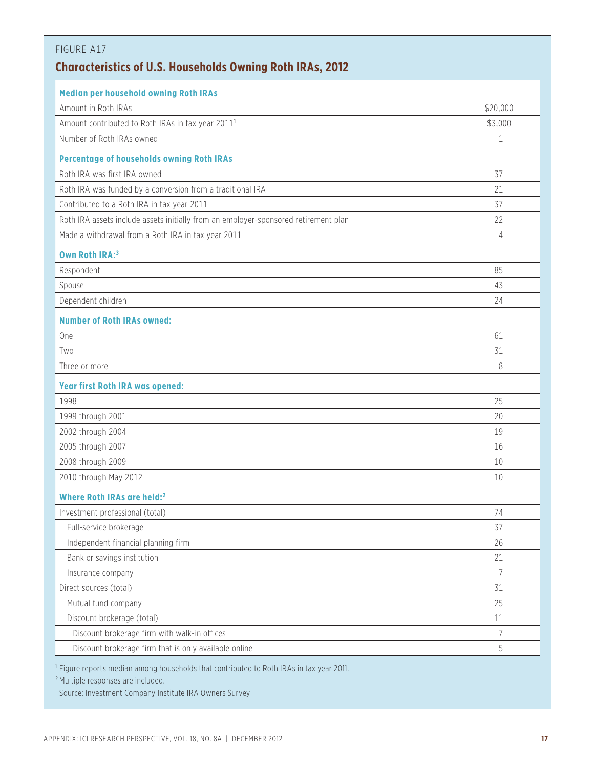FIGURE A17

## Characteristics of U.S. Households Owning Roth IRAs, 2012

| **Median per household owning Roth IRAs** | |
|---|---|
| Amount in Roth IRAs | $20,000 |
| Amount contributed to Roth IRAs in tax year 2011[1] | $3,000 |
| Number of Roth IRAs owned | 1 |
| **Percentage of households owning Roth IRAs** | |
| Roth IRA was first IRA owned | 37 |
| Roth IRA was funded by a conversion from a traditional IRA | 21 |
| Contributed to a Roth IRA in tax year 2011 | 37 |
| Roth IRA assets include assets initially from an employer-sponsored retirement plan | 22 |
| Made a withdrawal from a Roth IRA in tax year 2011 | 4 |
| **Own Roth IRA:[3]** | |
| Respondent | 85 |
| Spouse | 43 |
| Dependent children | 24 |
| **Number of Roth IRAs owned:** | |
| One | 61 |
| Two | 31 |
| Three or more | 8 |
| **Year first Roth IRA was opened:** | |
| 1998 | 25 |
| 1999 through 2001 | 20 |
| 2002 through 2004 | 19 |
| 2005 through 2007 | 16 |
| 2008 through 2009 | 10 |
| 2010 through May 2012 | 10 |
| **Where Roth IRAs are held:[2]** | |
| Investment professional (total) | 74 |
| Full-service brokerage | 37 |
| Independent financial planning firm | 26 |
| Bank or savings institution | 21 |
| Insurance company | 7 |
| Direct sources (total) | 31 |
| Mutual fund company | 25 |
| Discount brokerage (total) | 11 |
| Discount brokerage firm with walk-in offices | 7 |
| Discount brokerage firm that is only available online | 5 |

[1] Figure reports median among households that contributed to Roth IRAs in tax year 2011.

[2] Multiple responses are included.

Source: Investment Company Institute IRA Owners Survey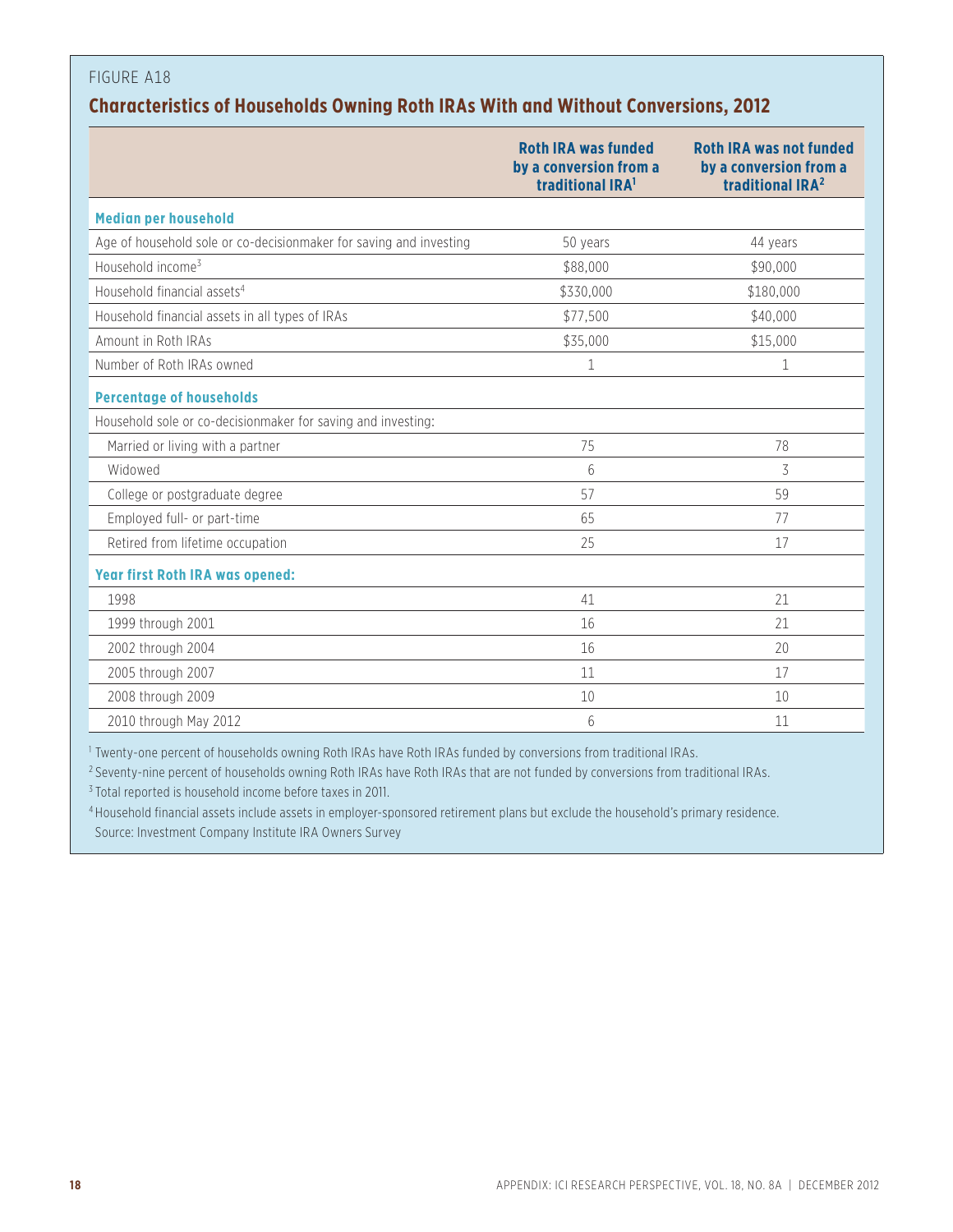FIGURE A18

## Characteristics of Households Owning Roth IRAs With and Without Conversions, 2012

| | Roth IRA was funded by a conversion from a traditional IRA[1] | Roth IRA was not funded by a conversion from a traditional IRA[2] |
|---|---|---|
| **Median per household** | | |
| Age of household sole or co-decisionmaker for saving and investing | 50 years | 44 years |
| Household income[3] | $88,000 | $90,000 |
| Household financial assets[4] | $330,000 | $180,000 |
| Household financial assets in all types of IRAs | $77,500 | $40,000 |
| Amount in Roth IRAs | $35,000 | $15,000 |
| Number of Roth IRAs owned | 1 | 1 |
| **Percentage of households** | | |
| Household sole or co-decisionmaker for saving and investing: | | |
| Married or living with a partner | 75 | 78 |
| Widowed | 6 | 3 |
| College or postgraduate degree | 57 | 59 |
| Employed full- or part-time | 65 | 77 |
| Retired from lifetime occupation | 25 | 17 |
| **Year first Roth IRA was opened:** | | |
| 1998 | 41 | 21 |
| 1999 through 2001 | 16 | 21 |
| 2002 through 2004 | 16 | 20 |
| 2005 through 2007 | 11 | 17 |
| 2008 through 2009 | 10 | 10 |
| 2010 through May 2012 | 6 | 11 |

[1] Twenty-one percent of households owning Roth IRAs have Roth IRAs funded by conversions from traditional IRAs.

[2] Seventy-nine percent of households owning Roth IRAs have Roth IRAs that are not funded by conversions from traditional IRAs.

[3] Total reported is household income before taxes in 2011.

[4] Household financial assets include assets in employer-sponsored retirement plans but exclude the household's primary residence.

Source: Investment Company Institute IRA Owners Survey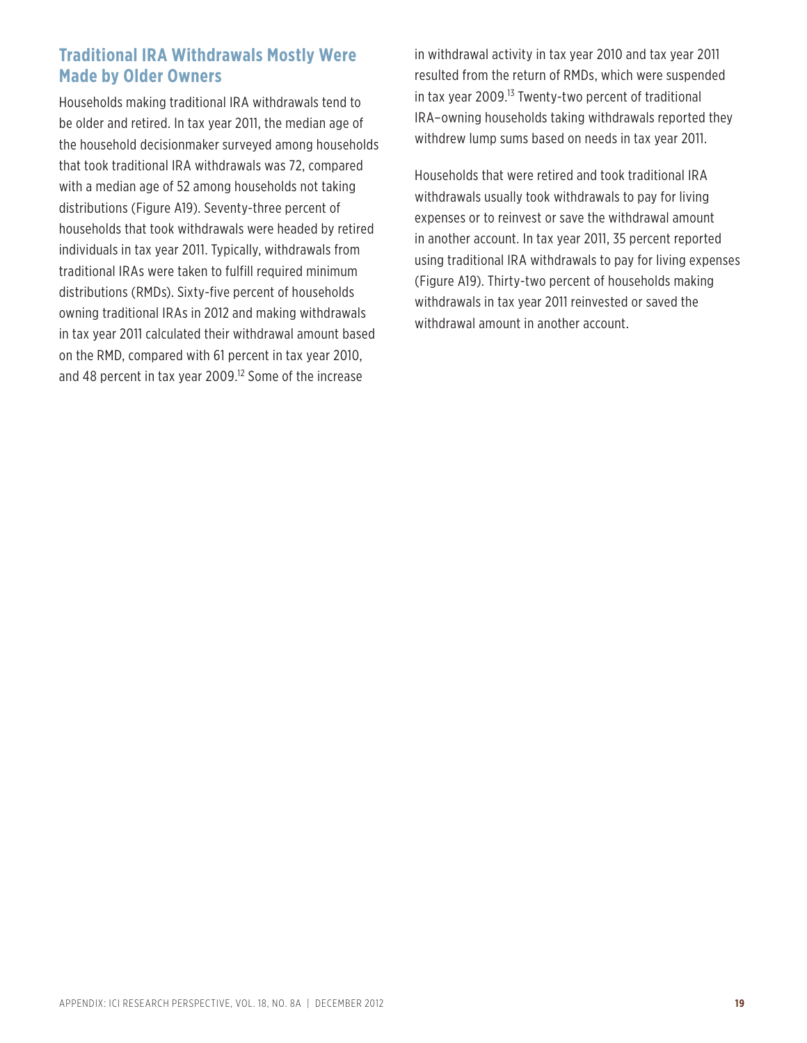## Traditional IRA Withdrawals Mostly Were Made by Older Owners

Households making traditional IRA withdrawals tend to be older and retired. In tax year 2011, the median age of the household decisionmaker surveyed among households that took traditional IRA withdrawals was 72, compared with a median age of 52 among households not taking distributions (Figure A19). Seventy-three percent of households that took withdrawals were headed by retired individuals in tax year 2011. Typically, withdrawals from traditional IRAs were taken to fulfill required minimum distributions (RMDs). Sixty-five percent of households owning traditional IRAs in 2012 and making withdrawals in tax year 2011 calculated their withdrawal amount based on the RMD, compared with 61 percent in tax year 2010, and 48 percent in tax year 2009.[12] Some of the increase in withdrawal activity in tax year 2010 and tax year 2011 resulted from the return of RMDs, which were suspended in tax year 2009.[13] Twenty-two percent of traditional IRA–owning households taking withdrawals reported they withdrew lump sums based on needs in tax year 2011.

Households that were retired and took traditional IRA withdrawals usually took withdrawals to pay for living expenses or to reinvest or save the withdrawal amount in another account. In tax year 2011, 35 percent reported using traditional IRA withdrawals to pay for living expenses (Figure A19). Thirty-two percent of households making withdrawals in tax year 2011 reinvested or saved the withdrawal amount in another account.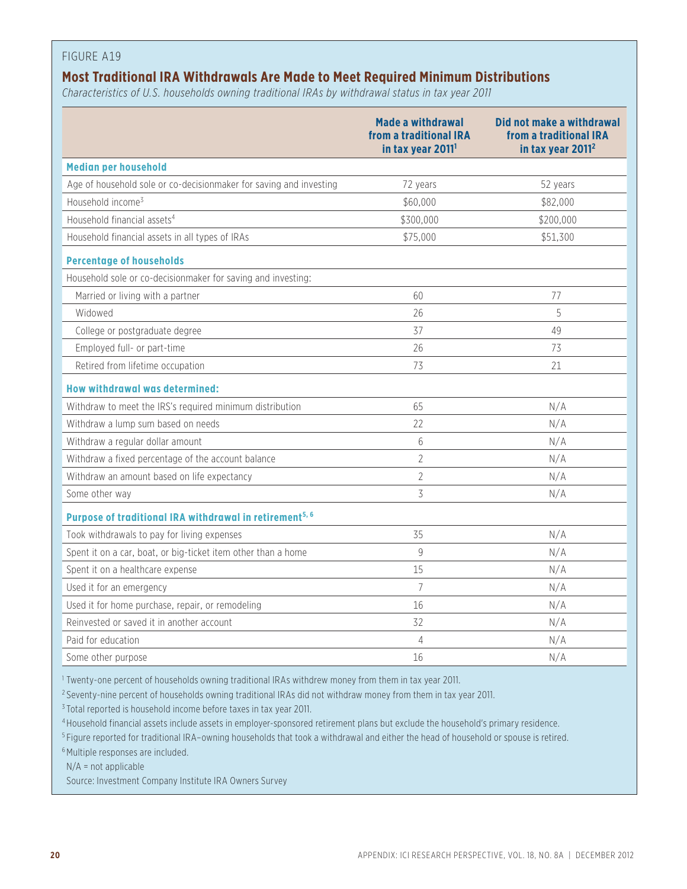FIGURE A19

## Most Traditional IRA Withdrawals Are Made to Meet Required Minimum Distributions

*Characteristics of U.S. households owning traditional IRAs by withdrawal status in tax year 2011*

| | Made a withdrawal from a traditional IRA in tax year 2011[1] | Did not make a withdrawal from a traditional IRA in tax year 2011[2] |
|---|---|---|
| **Median per household** | | |
| Age of household sole or co-decisionmaker for saving and investing | 72 years | 52 years |
| Household income[3] | $60,000 | $82,000 |
| Household financial assets[4] | $300,000 | $200,000 |
| Household financial assets in all types of IRAs | $75,000 | $51,300 |
| **Percentage of households** | | |
| Household sole or co-decisionmaker for saving and investing: | | |
| Married or living with a partner | 60 | 77 |
| Widowed | 26 | 5 |
| College or postgraduate degree | 37 | 49 |
| Employed full- or part-time | 26 | 73 |
| Retired from lifetime occupation | 73 | 21 |
| **How withdrawal was determined:** | | |
| Withdraw to meet the IRS's required minimum distribution | 65 | N/A |
| Withdraw a lump sum based on needs | 22 | N/A |
| Withdraw a regular dollar amount | 6 | N/A |
| Withdraw a fixed percentage of the account balance | 2 | N/A |
| Withdraw an amount based on life expectancy | 2 | N/A |
| Some other way | 3 | N/A |
| **Purpose of traditional IRA withdrawal in retirement[5, 6]** | | |
| Took withdrawals to pay for living expenses | 35 | N/A |
| Spent it on a car, boat, or big-ticket item other than a home | 9 | N/A |
| Spent it on a healthcare expense | 15 | N/A |
| Used it for an emergency | 7 | N/A |
| Used it for home purchase, repair, or remodeling | 16 | N/A |
| Reinvested or saved it in another account | 32 | N/A |
| Paid for education | 4 | N/A |
| Some other purpose | 16 | N/A |

[1] Twenty-one percent of households owning traditional IRAs withdrew money from them in tax year 2011.

[2] Seventy-nine percent of households owning traditional IRAs did not withdraw money from them in tax year 2011.

[3] Total reported is household income before taxes in tax year 2011.

[4] Household financial assets include assets in employer-sponsored retirement plans but exclude the household's primary residence.

[5] Figure reported for traditional IRA–owning households that took a withdrawal and either the head of household or spouse is retired.

[6] Multiple responses are included.

N/A = not applicable

Source: Investment Company Institute IRA Owners Survey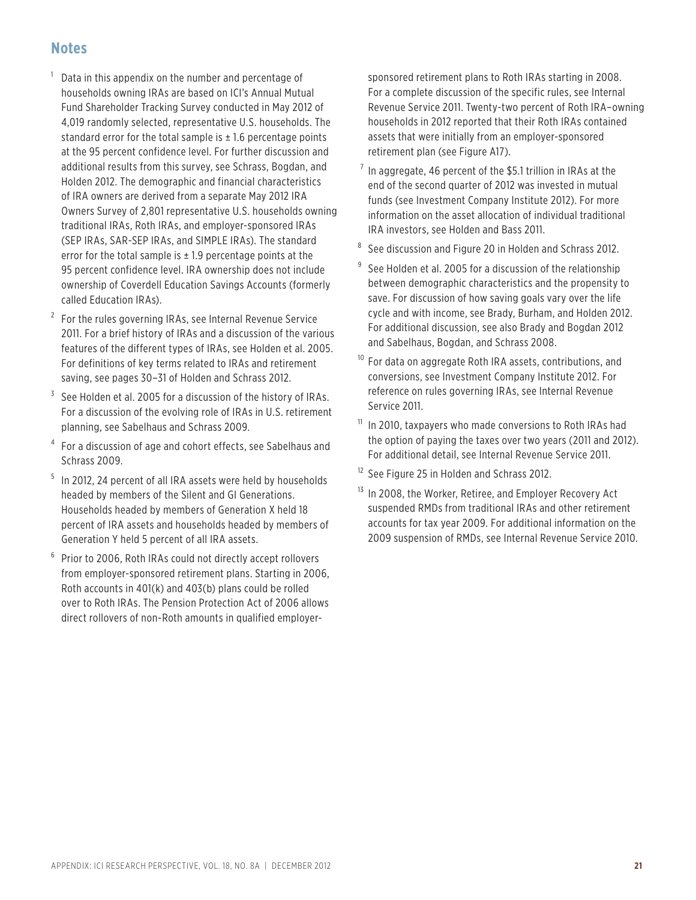## Notes

[1] Data in this appendix on the number and percentage of households owning IRAs are based on ICI's Annual Mutual Fund Shareholder Tracking Survey conducted in May 2012 of 4,019 randomly selected, representative U.S. households. The standard error for the total sample is ± 1.6 percentage points at the 95 percent confidence level. For further discussion and additional results from this survey, see Schrass, Bogdan, and Holden 2012. The demographic and financial characteristics of IRA owners are derived from a separate May 2012 IRA Owners Survey of 2,801 representative U.S. households owning traditional IRAs, Roth IRAs, and employer-sponsored IRAs (SEP IRAs, SAR-SEP IRAs, and SIMPLE IRAs). The standard error for the total sample is ± 1.9 percentage points at the 95 percent confidence level. IRA ownership does not include ownership of Coverdell Education Savings Accounts (formerly called Education IRAs).

[2] For the rules governing IRAs, see Internal Revenue Service 2011. For a brief history of IRAs and a discussion of the various features of the different types of IRAs, see Holden et al. 2005. For definitions of key terms related to IRAs and retirement saving, see pages 30–31 of Holden and Schrass 2012.

[3] See Holden et al. 2005 for a discussion of the history of IRAs. For a discussion of the evolving role of IRAs in U.S. retirement planning, see Sabelhaus and Schrass 2009.

[4] For a discussion of age and cohort effects, see Sabelhaus and Schrass 2009.

[5] In 2012, 24 percent of all IRA assets were held by households headed by members of the Silent and GI Generations. Households headed by members of Generation X held 18 percent of IRA assets and households headed by members of Generation Y held 5 percent of all IRA assets.

[6] Prior to 2006, Roth IRAs could not directly accept rollovers from employer-sponsored retirement plans. Starting in 2006, Roth accounts in 401(k) and 403(b) plans could be rolled over to Roth IRAs. The Pension Protection Act of 2006 allows direct rollovers of non-Roth amounts in qualified employer-sponsored retirement plans to Roth IRAs starting in 2008. For a complete discussion of the specific rules, see Internal Revenue Service 2011. Twenty-two percent of Roth IRA–owning households in 2012 reported that their Roth IRAs contained assets that were initially from an employer-sponsored retirement plan (see Figure A17).

[7] In aggregate, 46 percent of the $5.1 trillion in IRAs at the end of the second quarter of 2012 was invested in mutual funds (see Investment Company Institute 2012). For more information on the asset allocation of individual traditional IRA investors, see Holden and Bass 2011.

[8] See discussion and Figure 20 in Holden and Schrass 2012.

[9] See Holden et al. 2005 for a discussion of the relationship between demographic characteristics and the propensity to save. For discussion of how saving goals vary over the life cycle and with income, see Brady, Burham, and Holden 2012. For additional discussion, see also Brady and Bogdan 2012 and Sabelhaus, Bogdan, and Schrass 2008.

[10] For data on aggregate Roth IRA assets, contributions, and conversions, see Investment Company Institute 2012. For reference on rules governing IRAs, see Internal Revenue Service 2011.

[11] In 2010, taxpayers who made conversions to Roth IRAs had the option of paying the taxes over two years (2011 and 2012). For additional detail, see Internal Revenue Service 2011.

[12] See Figure 25 in Holden and Schrass 2012.

[13] In 2008, the Worker, Retiree, and Employer Recovery Act suspended RMDs from traditional IRAs and other retirement accounts for tax year 2009. For additional information on the 2009 suspension of RMDs, see Internal Revenue Service 2010.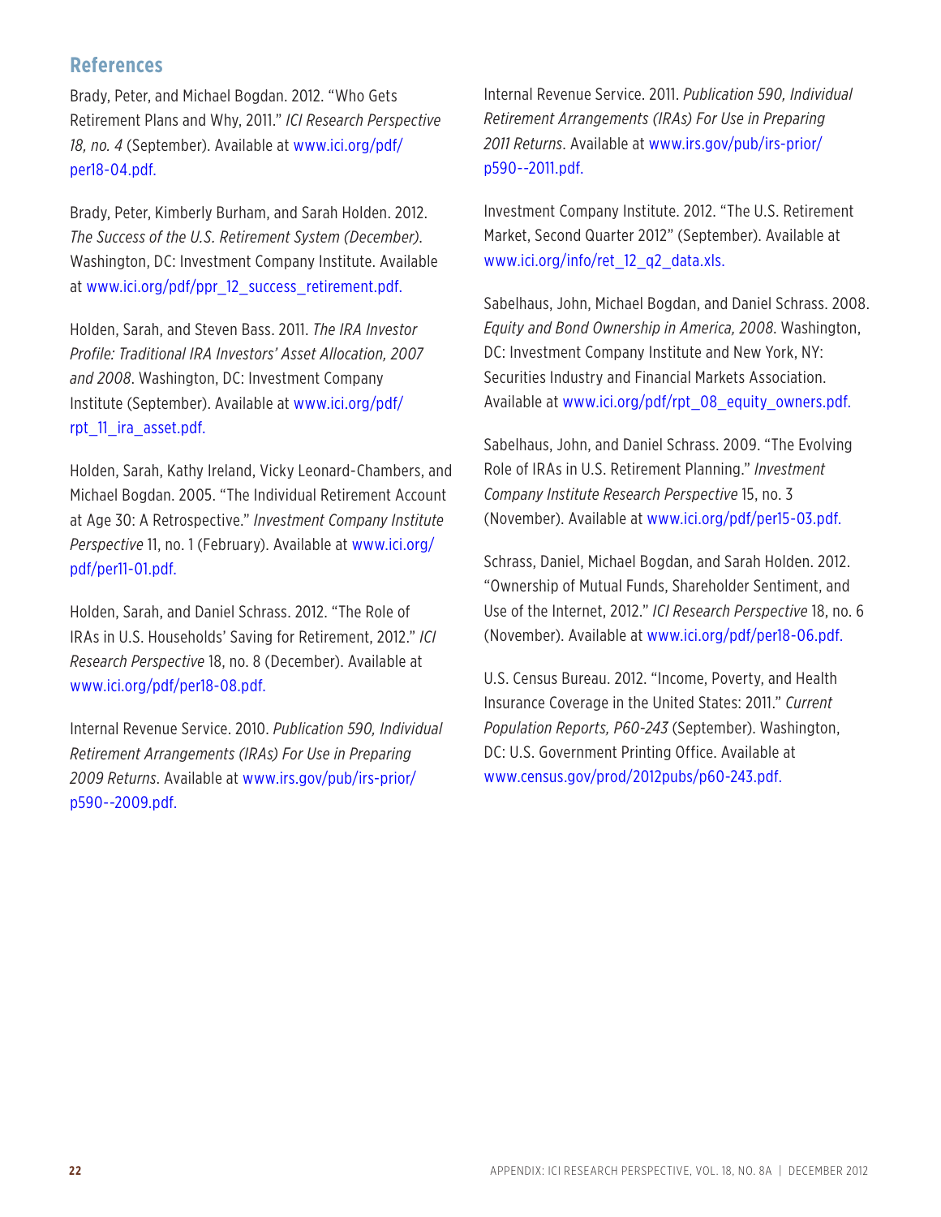## References

Brady, Peter, and Michael Bogdan. 2012. "Who Gets Retirement Plans and Why, 2011." *ICI Research Perspective 18, no. 4* (September). Available at www.ici.org/pdf/per18-04.pdf.

Brady, Peter, Kimberly Burham, and Sarah Holden. 2012. *The Success of the U.S. Retirement System (December).* Washington, DC: Investment Company Institute. Available at www.ici.org/pdf/ppr_12_success_retirement.pdf.

Holden, Sarah, and Steven Bass. 2011. *The IRA Investor Profile: Traditional IRA Investors' Asset Allocation, 2007 and 2008*. Washington, DC: Investment Company Institute (September). Available at www.ici.org/pdf/rpt_11_ira_asset.pdf.

Holden, Sarah, Kathy Ireland, Vicky Leonard-Chambers, and Michael Bogdan. 2005. "The Individual Retirement Account at Age 30: A Retrospective." *Investment Company Institute Perspective* 11, no. 1 (February). Available at www.ici.org/pdf/per11-01.pdf.

Holden, Sarah, and Daniel Schrass. 2012. "The Role of IRAs in U.S. Households' Saving for Retirement, 2012." *ICI Research Perspective* 18, no. 8 (December). Available at www.ici.org/pdf/per18-08.pdf.

Internal Revenue Service. 2010. *Publication 590, Individual Retirement Arrangements (IRAs) For Use in Preparing 2009 Returns*. Available at www.irs.gov/pub/irs-prior/p590--2009.pdf.

Internal Revenue Service. 2011. *Publication 590, Individual Retirement Arrangements (IRAs) For Use in Preparing 2011 Returns*. Available at www.irs.gov/pub/irs-prior/p590--2011.pdf.

Investment Company Institute. 2012. "The U.S. Retirement Market, Second Quarter 2012" (September). Available at www.ici.org/info/ret_12_q2_data.xls.

Sabelhaus, John, Michael Bogdan, and Daniel Schrass. 2008. *Equity and Bond Ownership in America, 2008*. Washington, DC: Investment Company Institute and New York, NY: Securities Industry and Financial Markets Association. Available at www.ici.org/pdf/rpt_08_equity_owners.pdf.

Sabelhaus, John, and Daniel Schrass. 2009. "The Evolving Role of IRAs in U.S. Retirement Planning." *Investment Company Institute Research Perspective* 15, no. 3 (November). Available at www.ici.org/pdf/per15-03.pdf.

Schrass, Daniel, Michael Bogdan, and Sarah Holden. 2012. "Ownership of Mutual Funds, Shareholder Sentiment, and Use of the Internet, 2012." *ICI Research Perspective* 18, no. 6 (November). Available at www.ici.org/pdf/per18-06.pdf.

U.S. Census Bureau. 2012. "Income, Poverty, and Health Insurance Coverage in the United States: 2011." *Current Population Reports, P60-243* (September). Washington, DC: U.S. Government Printing Office. Available at www.census.gov/prod/2012pubs/p60-243.pdf.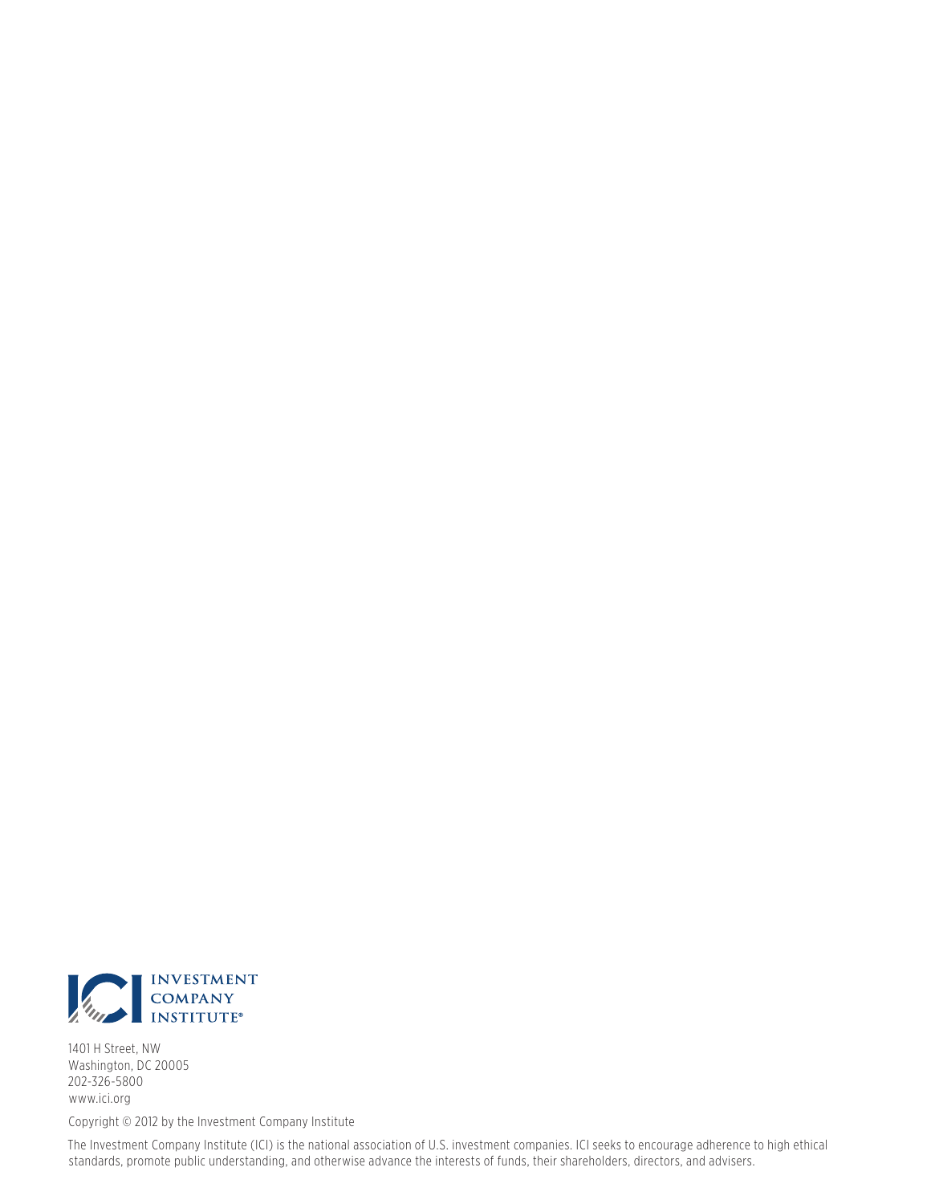INVESTMENT COMPANY INSTITUTE®

1401 H Street, NW
Washington, DC 20005
202-326-5800
www.ici.org

Copyright © 2012 by the Investment Company Institute

The Investment Company Institute (ICI) is the national association of U.S. investment companies. ICI seeks to encourage adherence to high ethical standards, promote public understanding, and otherwise advance the interests of funds, their shareholders, directors, and advisers.